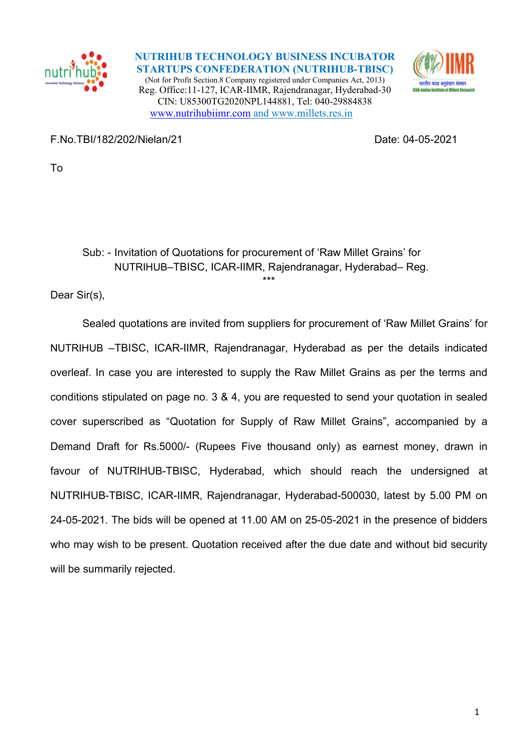**NUTRIHUB TECHNOLOGY BUSINESS INCUBATOR STARTUPS CONFEDERATION (NUTRIHUB-TBISC)**

(Not for Profit Section.8 Company registered under Companies Act, 2013)
Reg. Office:11-127, ICAR-IIMR, Rajendranagar, Hyderabad-30
CIN: U85300TG2020NPL144881, Tel: 040-29884838
www.nutrihubiimr.com and www.millets.res.in

F.No.TBI/182/202/Nielan/21 Date: 04-05-2021

To

Sub: - Invitation of Quotations for procurement of 'Raw Millet Grains' for NUTRIHUB–TBISC, ICAR-IIMR, Rajendranagar, Hyderabad– Reg.

***

Dear Sir(s),

Sealed quotations are invited from suppliers for procurement of 'Raw Millet Grains' for NUTRIHUB –TBISC, ICAR-IIMR, Rajendranagar, Hyderabad as per the details indicated overleaf. In case you are interested to supply the Raw Millet Grains as per the terms and conditions stipulated on page no. 3 & 4, you are requested to send your quotation in sealed cover superscribed as "Quotation for Supply of Raw Millet Grains", accompanied by a Demand Draft for Rs.5000/- (Rupees Five thousand only) as earnest money, drawn in favour of NUTRIHUB-TBISC, Hyderabad, which should reach the undersigned at NUTRIHUB-TBISC, ICAR-IIMR, Rajendranagar, Hyderabad-500030, latest by 5.00 PM on 24-05-2021. The bids will be opened at 11.00 AM on 25-05-2021 in the presence of bidders who may wish to be present. Quotation received after the due date and without bid security will be summarily rejected.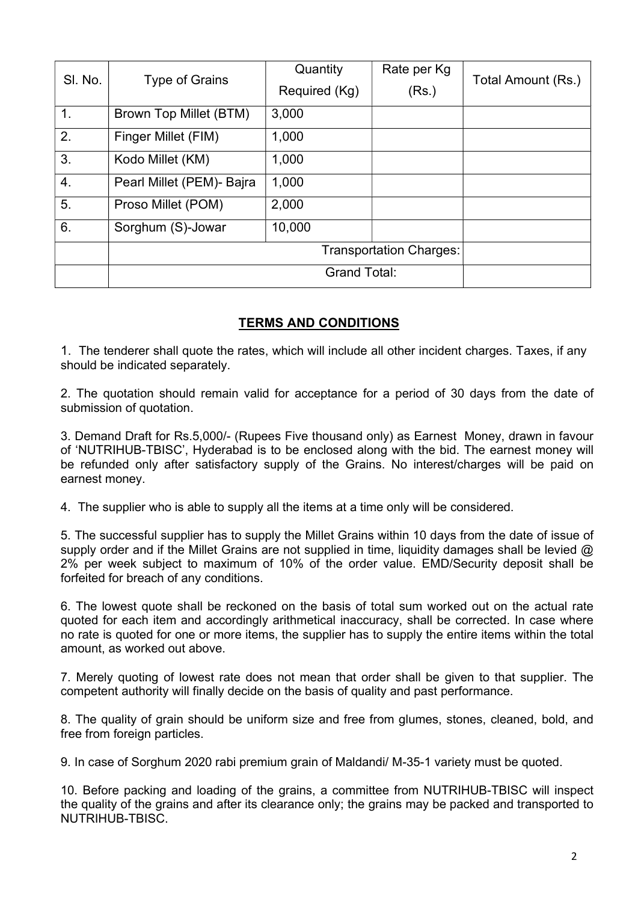| Sl. No. | Type of Grains | Quantity Required (Kg) | Rate per Kg (Rs.) | Total Amount (Rs.) |
|---|---|---|---|---|
| 1. | Brown Top Millet (BTM) | 3,000 | | |
| 2. | Finger Millet (FIM) | 1,000 | | |
| 3. | Kodo Millet (KM) | 1,000 | | |
| 4. | Pearl Millet (PEM)- Bajra | 1,000 | | |
| 5. | Proso Millet (POM) | 2,000 | | |
| 6. | Sorghum (S)-Jowar | 10,000 | | |
| | | | Transportation Charges: | |
| | | | Grand Total: | |

## TERMS AND CONDITIONS

1. The tenderer shall quote the rates, which will include all other incident charges. Taxes, if any should be indicated separately.

2. The quotation should remain valid for acceptance for a period of 30 days from the date of submission of quotation.

3. Demand Draft for Rs.5,000/- (Rupees Five thousand only) as Earnest Money, drawn in favour of 'NUTRIHUB-TBISC', Hyderabad is to be enclosed along with the bid. The earnest money will be refunded only after satisfactory supply of the Grains. No interest/charges will be paid on earnest money.

4. The supplier who is able to supply all the items at a time only will be considered.

5. The successful supplier has to supply the Millet Grains within 10 days from the date of issue of supply order and if the Millet Grains are not supplied in time, liquidity damages shall be levied @ 2% per week subject to maximum of 10% of the order value. EMD/Security deposit shall be forfeited for breach of any conditions.

6. The lowest quote shall be reckoned on the basis of total sum worked out on the actual rate quoted for each item and accordingly arithmetical inaccuracy, shall be corrected. In case where no rate is quoted for one or more items, the supplier has to supply the entire items within the total amount, as worked out above.

7. Merely quoting of lowest rate does not mean that order shall be given to that supplier. The competent authority will finally decide on the basis of quality and past performance.

8. The quality of grain should be uniform size and free from glumes, stones, cleaned, bold, and free from foreign particles.

9. In case of Sorghum 2020 rabi premium grain of Maldandi/ M-35-1 variety must be quoted.

10. Before packing and loading of the grains, a committee from NUTRIHUB-TBISC will inspect the quality of the grains and after its clearance only; the grains may be packed and transported to NUTRIHUB-TBISC.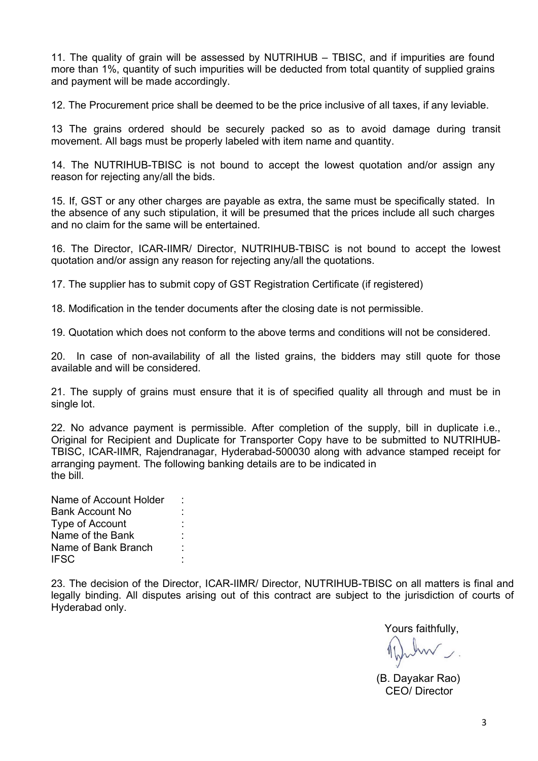11. The quality of grain will be assessed by NUTRIHUB – TBISC, and if impurities are found more than 1%, quantity of such impurities will be deducted from total quantity of supplied grains and payment will be made accordingly.

12. The Procurement price shall be deemed to be the price inclusive of all taxes, if any leviable.

13 The grains ordered should be securely packed so as to avoid damage during transit movement. All bags must be properly labeled with item name and quantity.

14. The NUTRIHUB-TBISC is not bound to accept the lowest quotation and/or assign any reason for rejecting any/all the bids.

15. If, GST or any other charges are payable as extra, the same must be specifically stated. In the absence of any such stipulation, it will be presumed that the prices include all such charges and no claim for the same will be entertained.

16. The Director, ICAR-IIMR/ Director, NUTRIHUB-TBISC is not bound to accept the lowest quotation and/or assign any reason for rejecting any/all the quotations.

17. The supplier has to submit copy of GST Registration Certificate (if registered)

18. Modification in the tender documents after the closing date is not permissible.

19. Quotation which does not conform to the above terms and conditions will not be considered.

20. In case of non-availability of all the listed grains, the bidders may still quote for those available and will be considered.

21. The supply of grains must ensure that it is of specified quality all through and must be in single lot.

22. No advance payment is permissible. After completion of the supply, bill in duplicate i.e., Original for Recipient and Duplicate for Transporter Copy have to be submitted to NUTRIHUB-TBISC, ICAR-IIMR, Rajendranagar, Hyderabad-500030 along with advance stamped receipt for arranging payment. The following banking details are to be indicated in the bill.

Name of Account Holder :
Bank Account No :
Type of Account :
Name of the Bank :
Name of Bank Branch :
IFSC :

23. The decision of the Director, ICAR-IIMR/ Director, NUTRIHUB-TBISC on all matters is final and legally binding. All disputes arising out of this contract are subject to the jurisdiction of courts of Hyderabad only.

Yours faithfully,

(B. Dayakar Rao)
CEO/ Director